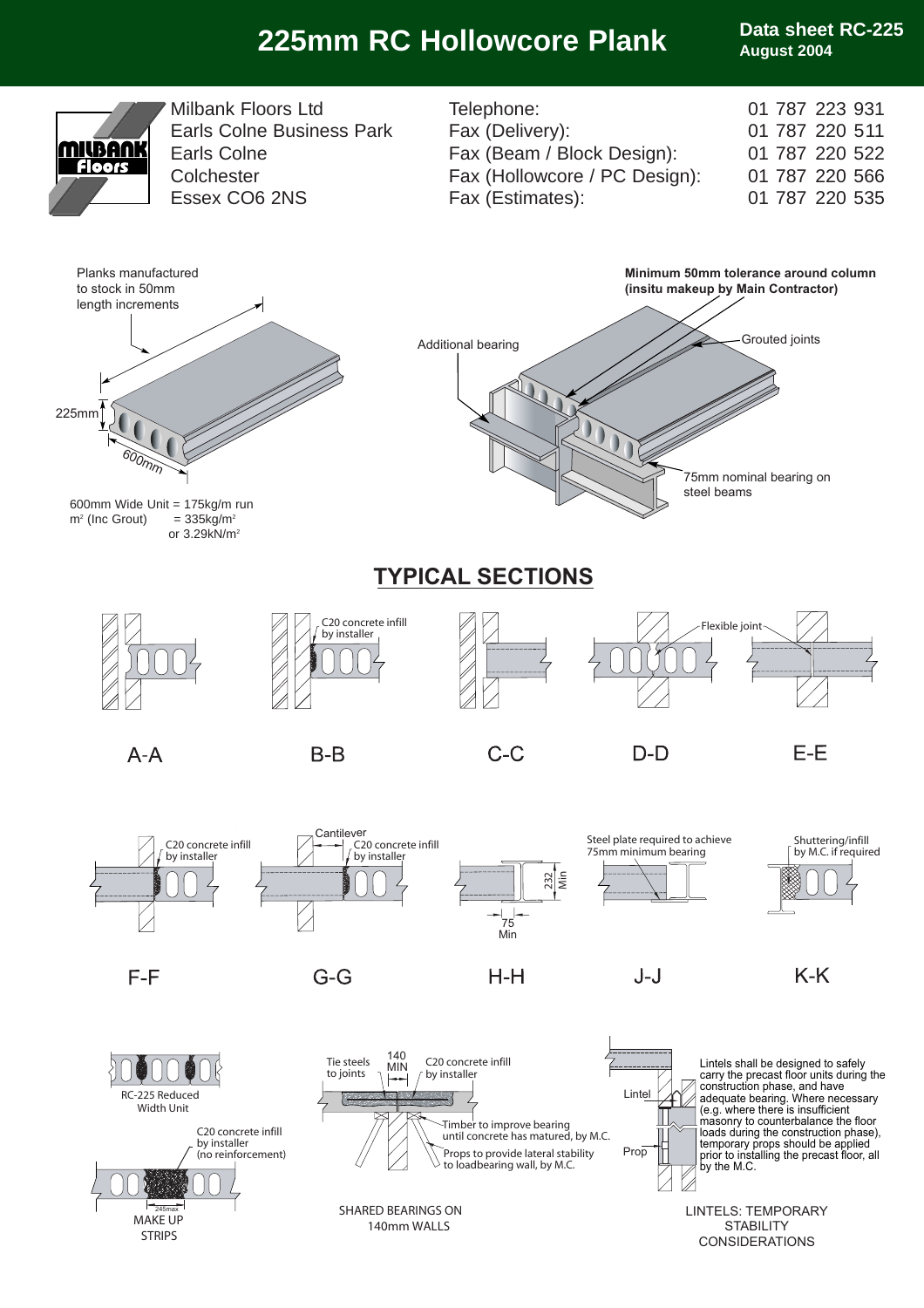# 225mm RC Hollowcore Plank

**Data sheet RC-225**
**August 2004**

Milbank Floors Ltd
Earls Colne Business Park
Earls Colne
Colchester
Essex CO6 2NS

| | |
|---|---|
| Telephone: | 01 787 223 931 |
| Fax (Delivery): | 01 787 220 511 |
| Fax (Beam / Block Design): | 01 787 220 522 |
| Fax (Hollowcore / PC Design): | 01 787 220 566 |
| Fax (Estimates): | 01 787 220 535 |

Planks manufactured to stock in 50mm length increments

225mm

600mm

600mm Wide Unit = 175kg/m run
$m^2$ (Inc Grout) = 335kg/$m^2$
or 3.29kN/$m^2$

**Minimum 50mm tolerance around column (insitu makeup by Main Contractor)**

Additional bearing

Grouted joints

75mm nominal bearing on steel beams

## TYPICAL SECTIONS

A-A

B-B — C20 concrete infill by installer

C-C

D-D — Flexible joint

E-E

F-F — C20 concrete infill by installer

G-G — Cantilever; C20 concrete infill by installer

H-H — 232 Min; 75 Min

J-J — Steel plate required to achieve 75mm minimum bearing

K-K — Shuttering/infill by M.C. if required

RC-225 Reduced Width Unit

C20 concrete infill by installer (no reinforcement)

245max

MAKE UP STRIPS

Tie steels to joints; 140 MIN; C20 concrete infill by installer; Timber to improve bearing until concrete has matured, by M.C.; Props to provide lateral stability to loadbearing wall, by M.C.

SHARED BEARINGS ON 140mm WALLS

Lintel; Prop

Lintels shall be designed to safely carry the precast floor units during the construction phase, and have adequate bearing. Where necessary (e.g. where there is insufficient masonry to counterbalance the floor loads during the construction phase), temporary props should be applied prior to installing the precast floor, all by the M.C.

LINTELS: TEMPORARY STABILITY CONSIDERATIONS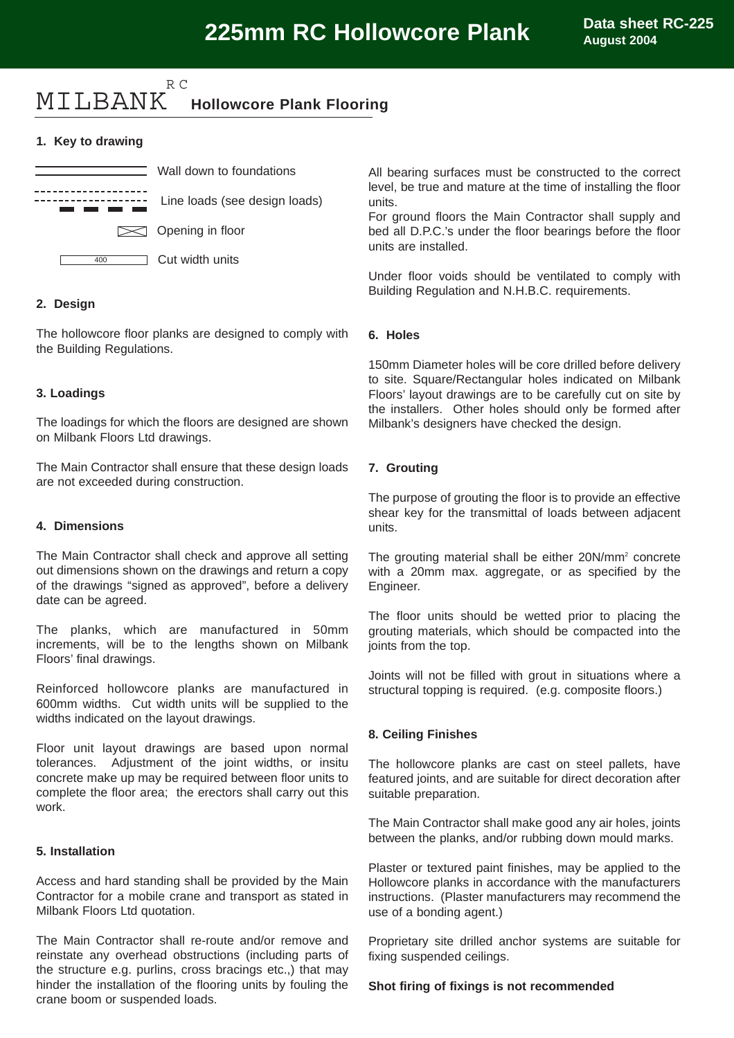# 225mm RC Hollowcore Plank

**Data sheet RC-225**
**August 2004**

MILBANK RC **Hollowcore Plank Flooring**

## 1. Key to drawing

Wall down to foundations

Line loads (see design loads)

Opening in floor

400 Cut width units

## 2. Design

The hollowcore floor planks are designed to comply with the Building Regulations.

## 3. Loadings

The loadings for which the floors are designed are shown on Milbank Floors Ltd drawings.

The Main Contractor shall ensure that these design loads are not exceeded during construction.

## 4. Dimensions

The Main Contractor shall check and approve all setting out dimensions shown on the drawings and return a copy of the drawings "signed as approved", before a delivery date can be agreed.

The planks, which are manufactured in 50mm increments, will be to the lengths shown on Milbank Floors' final drawings.

Reinforced hollowcore planks are manufactured in 600mm widths. Cut width units will be supplied to the widths indicated on the layout drawings.

Floor unit layout drawings are based upon normal tolerances. Adjustment of the joint widths, or insitu concrete make up may be required between floor units to complete the floor area; the erectors shall carry out this work.

## 5. Installation

Access and hard standing shall be provided by the Main Contractor for a mobile crane and transport as stated in Milbank Floors Ltd quotation.

The Main Contractor shall re-route and/or remove and reinstate any overhead obstructions (including parts of the structure e.g. purlins, cross bracings etc.,) that may hinder the installation of the flooring units by fouling the crane boom or suspended loads.

All bearing surfaces must be constructed to the correct level, be true and mature at the time of installing the floor units.
For ground floors the Main Contractor shall supply and bed all D.P.C.'s under the floor bearings before the floor units are installed.

Under floor voids should be ventilated to comply with Building Regulation and N.H.B.C. requirements.

## 6. Holes

150mm Diameter holes will be core drilled before delivery to site. Square/Rectangular holes indicated on Milbank Floors' layout drawings are to be carefully cut on site by the installers. Other holes should only be formed after Milbank's designers have checked the design.

## 7. Grouting

The purpose of grouting the floor is to provide an effective shear key for the transmittal of loads between adjacent units.

The grouting material shall be either 20N/mm$^2$ concrete with a 20mm max. aggregate, or as specified by the Engineer.

The floor units should be wetted prior to placing the grouting materials, which should be compacted into the joints from the top.

Joints will not be filled with grout in situations where a structural topping is required. (e.g. composite floors.)

## 8. Ceiling Finishes

The hollowcore planks are cast on steel pallets, have featured joints, and are suitable for direct decoration after suitable preparation.

The Main Contractor shall make good any air holes, joints between the planks, and/or rubbing down mould marks.

Plaster or textured paint finishes, may be applied to the Hollowcore planks in accordance with the manufacturers instructions. (Plaster manufacturers may recommend the use of a bonding agent.)

Proprietary site drilled anchor systems are suitable for fixing suspended ceilings.

**Shot firing of fixings is not recommended**